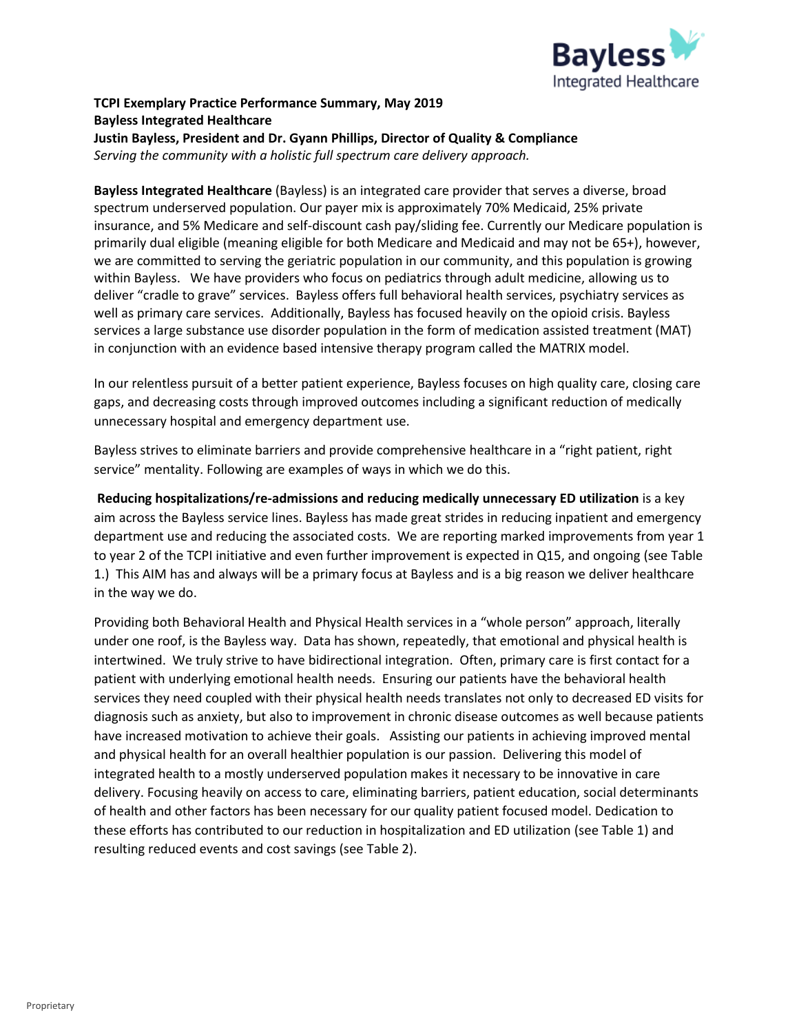**TCPI Exemplary Practice Performance Summary, May 2019**
**Bayless Integrated Healthcare**
**Justin Bayless, President and Dr. Gyann Phillips, Director of Quality & Compliance**
*Serving the community with a holistic full spectrum care delivery approach.*

**Bayless Integrated Healthcare** (Bayless) is an integrated care provider that serves a diverse, broad spectrum underserved population. Our payer mix is approximately 70% Medicaid, 25% private insurance, and 5% Medicare and self-discount cash pay/sliding fee. Currently our Medicare population is primarily dual eligible (meaning eligible for both Medicare and Medicaid and may not be 65+), however, we are committed to serving the geriatric population in our community, and this population is growing within Bayless. We have providers who focus on pediatrics through adult medicine, allowing us to deliver "cradle to grave" services. Bayless offers full behavioral health services, psychiatry services as well as primary care services. Additionally, Bayless has focused heavily on the opioid crisis. Bayless services a large substance use disorder population in the form of medication assisted treatment (MAT) in conjunction with an evidence based intensive therapy program called the MATRIX model.

In our relentless pursuit of a better patient experience, Bayless focuses on high quality care, closing care gaps, and decreasing costs through improved outcomes including a significant reduction of medically unnecessary hospital and emergency department use.

Bayless strives to eliminate barriers and provide comprehensive healthcare in a "right patient, right service" mentality. Following are examples of ways in which we do this.

**Reducing hospitalizations/re-admissions and reducing medically unnecessary ED utilization** is a key aim across the Bayless service lines. Bayless has made great strides in reducing inpatient and emergency department use and reducing the associated costs. We are reporting marked improvements from year 1 to year 2 of the TCPI initiative and even further improvement is expected in Q15, and ongoing (see Table 1.) This AIM has and always will be a primary focus at Bayless and is a big reason we deliver healthcare in the way we do.

Providing both Behavioral Health and Physical Health services in a "whole person" approach, literally under one roof, is the Bayless way. Data has shown, repeatedly, that emotional and physical health is intertwined. We truly strive to have bidirectional integration. Often, primary care is first contact for a patient with underlying emotional health needs. Ensuring our patients have the behavioral health services they need coupled with their physical health needs translates not only to decreased ED visits for diagnosis such as anxiety, but also to improvement in chronic disease outcomes as well because patients have increased motivation to achieve their goals. Assisting our patients in achieving improved mental and physical health for an overall healthier population is our passion. Delivering this model of integrated health to a mostly underserved population makes it necessary to be innovative in care delivery. Focusing heavily on access to care, eliminating barriers, patient education, social determinants of health and other factors has been necessary for our quality patient focused model. Dedication to these efforts has contributed to our reduction in hospitalization and ED utilization (see Table 1) and resulting reduced events and cost savings (see Table 2).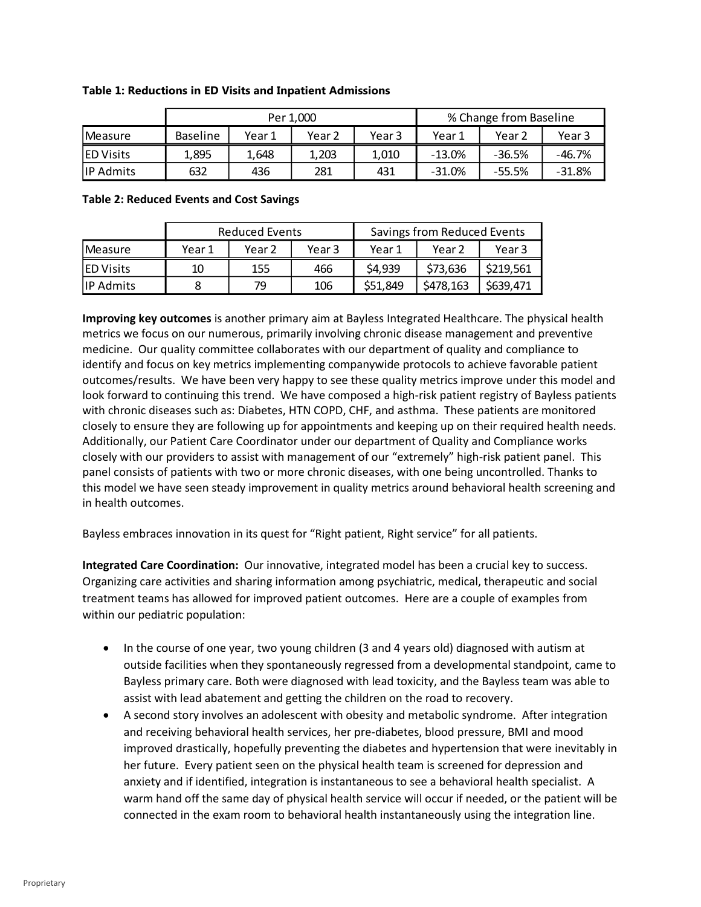**Table 1: Reductions in ED Visits and Inpatient Admissions**

| | Per 1,000 | | | | % Change from Baseline | | |
|---|---|---|---|---|---|---|---|
| Measure | Baseline | Year 1 | Year 2 | Year 3 | Year 1 | Year 2 | Year 3 |
| ED Visits | 1,895 | 1,648 | 1,203 | 1,010 | -13.0% | -36.5% | -46.7% |
| IP Admits | 632 | 436 | 281 | 431 | -31.0% | -55.5% | -31.8% |

**Table 2: Reduced Events and Cost Savings**

| | Reduced Events | | | Savings from Reduced Events | | |
|---|---|---|---|---|---|---|
| Measure | Year 1 | Year 2 | Year 3 | Year 1 | Year 2 | Year 3 |
| ED Visits | 10 | 155 | 466 | $4,939 | $73,636 | $219,561 |
| IP Admits | 8 | 79 | 106 | $51,849 | $478,163 | $639,471 |

**Improving key outcomes** is another primary aim at Bayless Integrated Healthcare. The physical health metrics we focus on our numerous, primarily involving chronic disease management and preventive medicine. Our quality committee collaborates with our department of quality and compliance to identify and focus on key metrics implementing companywide protocols to achieve favorable patient outcomes/results. We have been very happy to see these quality metrics improve under this model and look forward to continuing this trend. We have composed a high-risk patient registry of Bayless patients with chronic diseases such as: Diabetes, HTN COPD, CHF, and asthma. These patients are monitored closely to ensure they are following up for appointments and keeping up on their required health needs. Additionally, our Patient Care Coordinator under our department of Quality and Compliance works closely with our providers to assist with management of our "extremely" high-risk patient panel. This panel consists of patients with two or more chronic diseases, with one being uncontrolled. Thanks to this model we have seen steady improvement in quality metrics around behavioral health screening and in health outcomes.

Bayless embraces innovation in its quest for "Right patient, Right service" for all patients.

**Integrated Care Coordination:** Our innovative, integrated model has been a crucial key to success. Organizing care activities and sharing information among psychiatric, medical, therapeutic and social treatment teams has allowed for improved patient outcomes. Here are a couple of examples from within our pediatric population:

- In the course of one year, two young children (3 and 4 years old) diagnosed with autism at outside facilities when they spontaneously regressed from a developmental standpoint, came to Bayless primary care. Both were diagnosed with lead toxicity, and the Bayless team was able to assist with lead abatement and getting the children on the road to recovery.
- A second story involves an adolescent with obesity and metabolic syndrome. After integration and receiving behavioral health services, her pre-diabetes, blood pressure, BMI and mood improved drastically, hopefully preventing the diabetes and hypertension that were inevitably in her future. Every patient seen on the physical health team is screened for depression and anxiety and if identified, integration is instantaneous to see a behavioral health specialist. A warm hand off the same day of physical health service will occur if needed, or the patient will be connected in the exam room to behavioral health instantaneously using the integration line.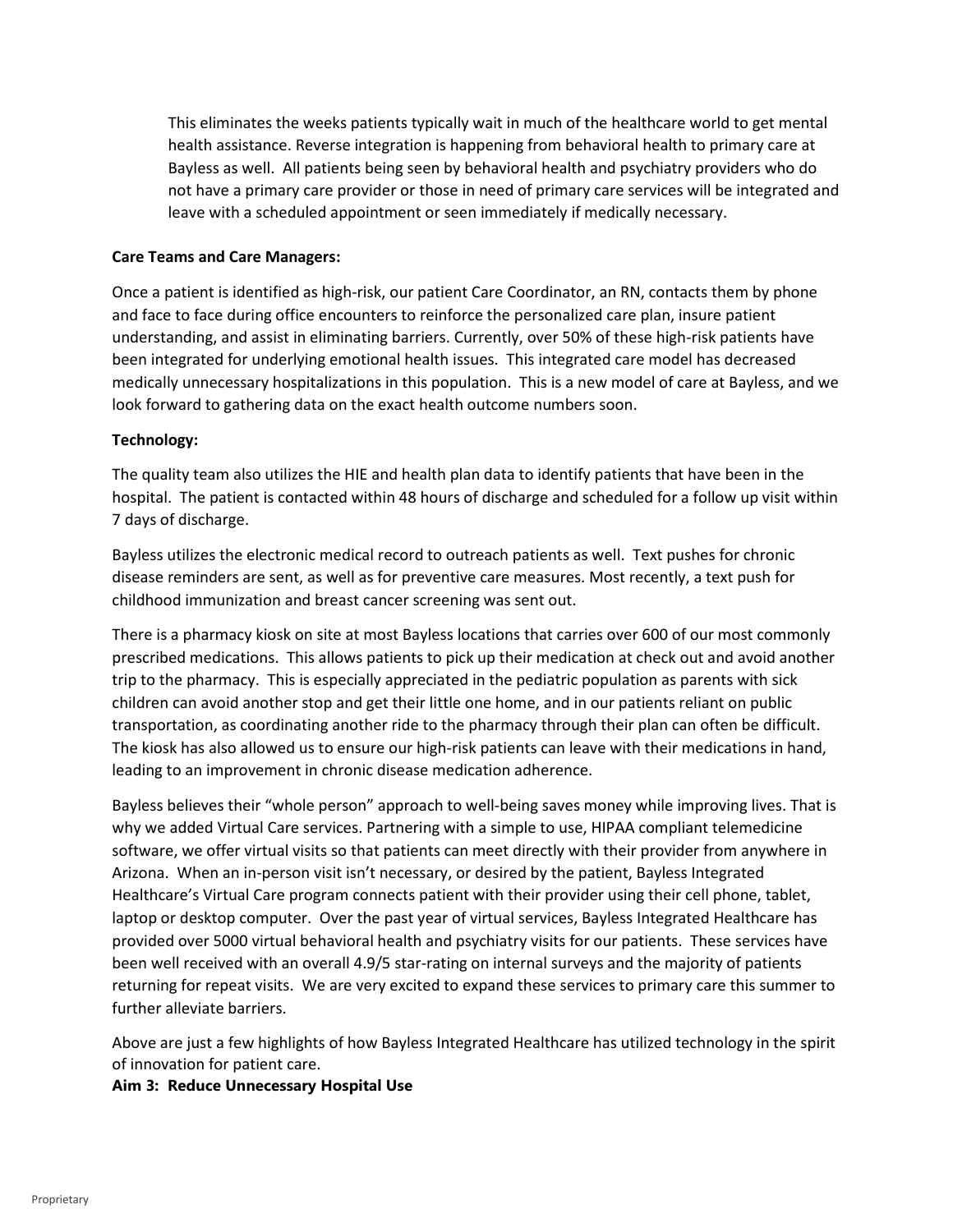This eliminates the weeks patients typically wait in much of the healthcare world to get mental health assistance. Reverse integration is happening from behavioral health to primary care at Bayless as well. All patients being seen by behavioral health and psychiatry providers who do not have a primary care provider or those in need of primary care services will be integrated and leave with a scheduled appointment or seen immediately if medically necessary.

**Care Teams and Care Managers:**

Once a patient is identified as high-risk, our patient Care Coordinator, an RN, contacts them by phone and face to face during office encounters to reinforce the personalized care plan, insure patient understanding, and assist in eliminating barriers. Currently, over 50% of these high-risk patients have been integrated for underlying emotional health issues. This integrated care model has decreased medically unnecessary hospitalizations in this population. This is a new model of care at Bayless, and we look forward to gathering data on the exact health outcome numbers soon.

**Technology:**

The quality team also utilizes the HIE and health plan data to identify patients that have been in the hospital. The patient is contacted within 48 hours of discharge and scheduled for a follow up visit within 7 days of discharge.

Bayless utilizes the electronic medical record to outreach patients as well. Text pushes for chronic disease reminders are sent, as well as for preventive care measures. Most recently, a text push for childhood immunization and breast cancer screening was sent out.

There is a pharmacy kiosk on site at most Bayless locations that carries over 600 of our most commonly prescribed medications. This allows patients to pick up their medication at check out and avoid another trip to the pharmacy. This is especially appreciated in the pediatric population as parents with sick children can avoid another stop and get their little one home, and in our patients reliant on public transportation, as coordinating another ride to the pharmacy through their plan can often be difficult. The kiosk has also allowed us to ensure our high-risk patients can leave with their medications in hand, leading to an improvement in chronic disease medication adherence.

Bayless believes their "whole person" approach to well-being saves money while improving lives. That is why we added Virtual Care services. Partnering with a simple to use, HIPAA compliant telemedicine software, we offer virtual visits so that patients can meet directly with their provider from anywhere in Arizona. When an in-person visit isn't necessary, or desired by the patient, Bayless Integrated Healthcare's Virtual Care program connects patient with their provider using their cell phone, tablet, laptop or desktop computer. Over the past year of virtual services, Bayless Integrated Healthcare has provided over 5000 virtual behavioral health and psychiatry visits for our patients. These services have been well received with an overall 4.9/5 star-rating on internal surveys and the majority of patients returning for repeat visits. We are very excited to expand these services to primary care this summer to further alleviate barriers.

Above are just a few highlights of how Bayless Integrated Healthcare has utilized technology in the spirit of innovation for patient care.

**Aim 3: Reduce Unnecessary Hospital Use**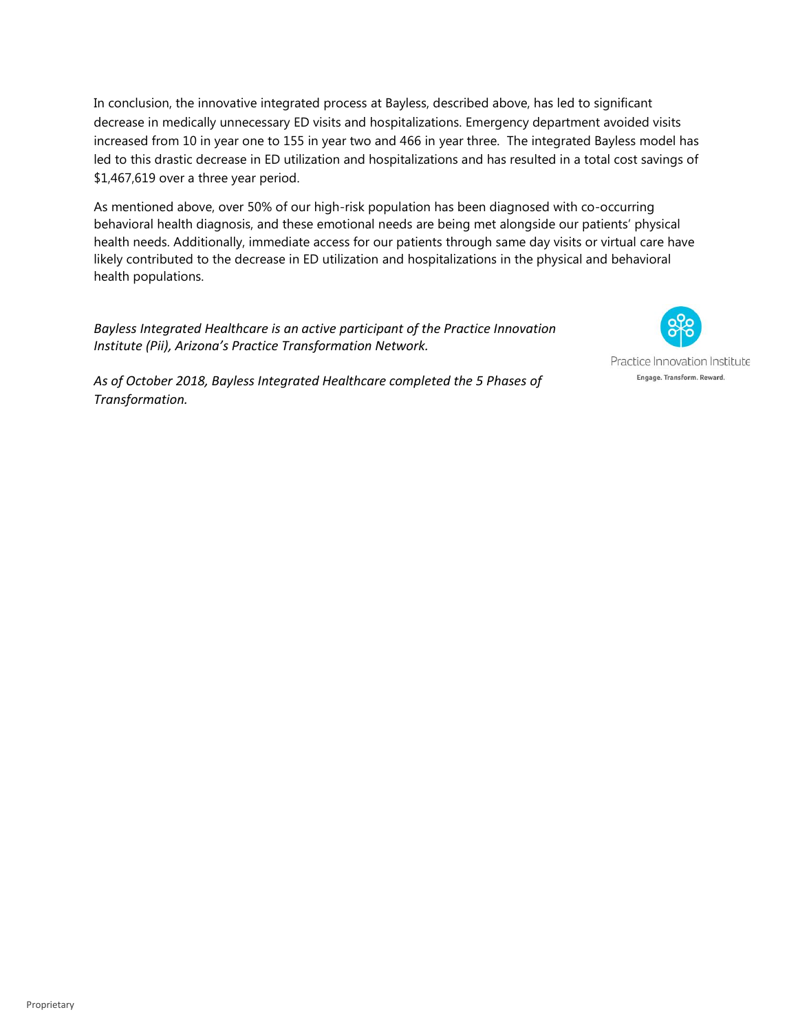In conclusion, the innovative integrated process at Bayless, described above, has led to significant decrease in medically unnecessary ED visits and hospitalizations. Emergency department avoided visits increased from 10 in year one to 155 in year two and 466 in year three. The integrated Bayless model has led to this drastic decrease in ED utilization and hospitalizations and has resulted in a total cost savings of $1,467,619 over a three year period.

As mentioned above, over 50% of our high-risk population has been diagnosed with co-occurring behavioral health diagnosis, and these emotional needs are being met alongside our patients' physical health needs. Additionally, immediate access for our patients through same day visits or virtual care have likely contributed to the decrease in ED utilization and hospitalizations in the physical and behavioral health populations.

*Bayless Integrated Healthcare is an active participant of the Practice Innovation Institute (Pii), Arizona's Practice Transformation Network.*

*As of October 2018, Bayless Integrated Healthcare completed the 5 Phases of Transformation.*

Practice Innovation Institute

Engage. Transform. Reward.